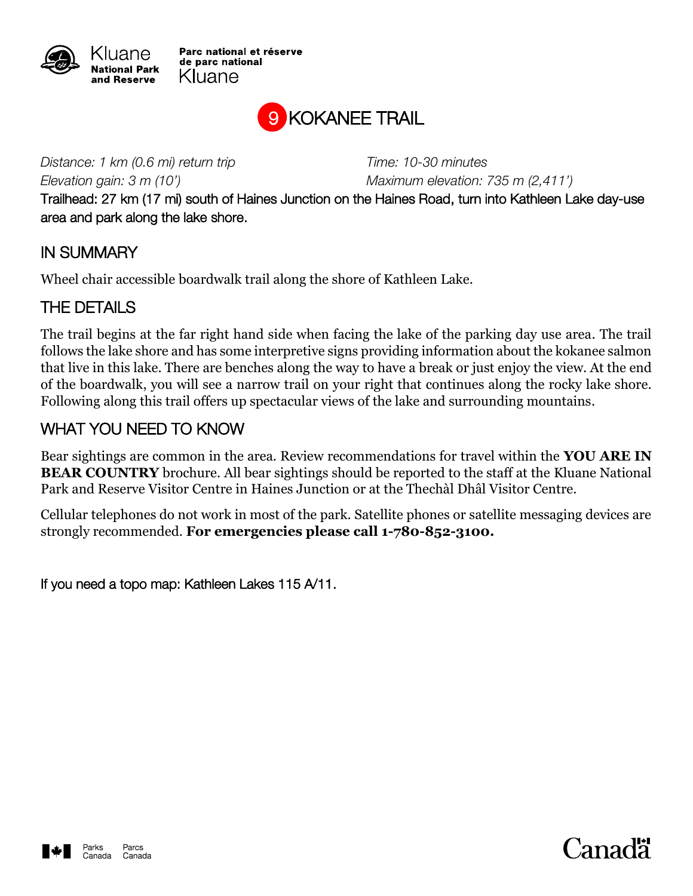Kluane National Park and Reserve

Parc national et réserve de parc national Kluane

# 9 KOKANEE TRAIL

*Distance: 1 km (0.6 mi) return trip* | *Time: 10-30 minutes*

*Elevation gain: 3 m (10')* | *Maximum elevation: 735 m (2,411')*

Trailhead: 27 km (17 mi) south of Haines Junction on the Haines Road, turn into Kathleen Lake day-use area and park along the lake shore.

## IN SUMMARY

Wheel chair accessible boardwalk trail along the shore of Kathleen Lake.

## THE DETAILS

The trail begins at the far right hand side when facing the lake of the parking day use area. The trail follows the lake shore and has some interpretive signs providing information about the kokanee salmon that live in this lake. There are benches along the way to have a break or just enjoy the view. At the end of the boardwalk, you will see a narrow trail on your right that continues along the rocky lake shore. Following along this trail offers up spectacular views of the lake and surrounding mountains.

## WHAT YOU NEED TO KNOW

Bear sightings are common in the area. Review recommendations for travel within the **YOU ARE IN BEAR COUNTRY** brochure. All bear sightings should be reported to the staff at the Kluane National Park and Reserve Visitor Centre in Haines Junction or at the Thechàl Dhâl Visitor Centre.

Cellular telephones do not work in most of the park. Satellite phones or satellite messaging devices are strongly recommended. **For emergencies please call 1-780-852-3100.**

If you need a topo map: Kathleen Lakes 115 A/11.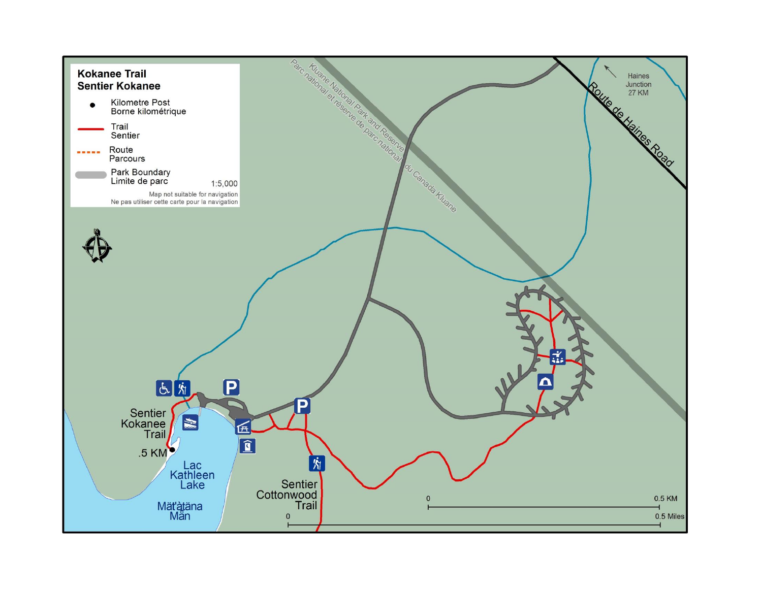**Kokanee Trail**
**Sentier Kokanee**

Kilometre Post
Borne kilométrique

Trail
Sentier

Route
Parcours

Park Boundary
Limite de parc

1:5,000

Map not suitable for navigation
Ne pas utiliser cette carte pour la navigation

Kluane National Park and Reserve
Parc national et réserve de parc national du Canada Kluane

Route de Haines Road

Haines Junction 27 KM

Sentier Kokanee Trail

.5 KM

Lac Kathleen Lake

Mät'àtäna Män

Sentier Cottonwood Trail

0 — 0.5 KM

0 — 0.5 Miles